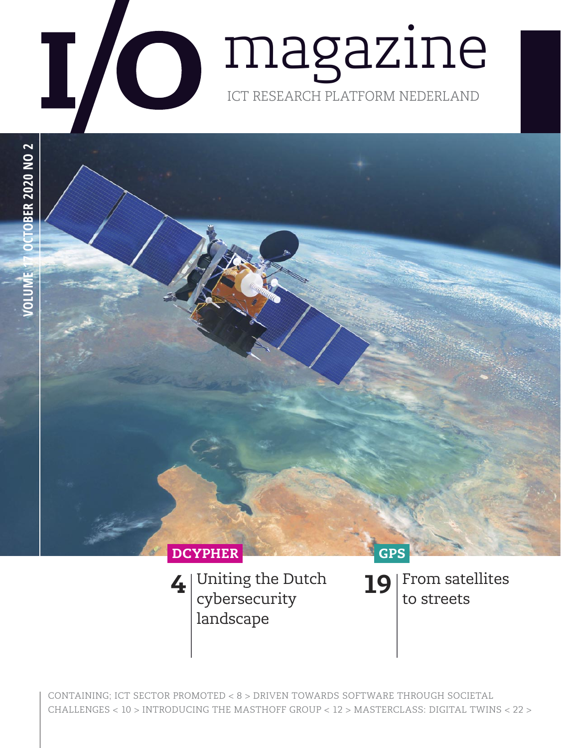# I/O magazine

ICT RESEARCH PLATFORM NEDERLAND

VOLUME 17 OCTOBER 2020 NO 2

**DCYPHER**

**4** Uniting the Dutch cybersecurity landscape

**GPS**

**19** From satellites to streets

CONTAINING; ICT SECTOR PROMOTED < 8 > DRIVEN TOWARDS SOFTWARE THROUGH SOCIETAL CHALLENGES < 10 > INTRODUCING THE MASTHOFF GROUP < 12 > MASTERCLASS: DIGITAL TWINS < 22 >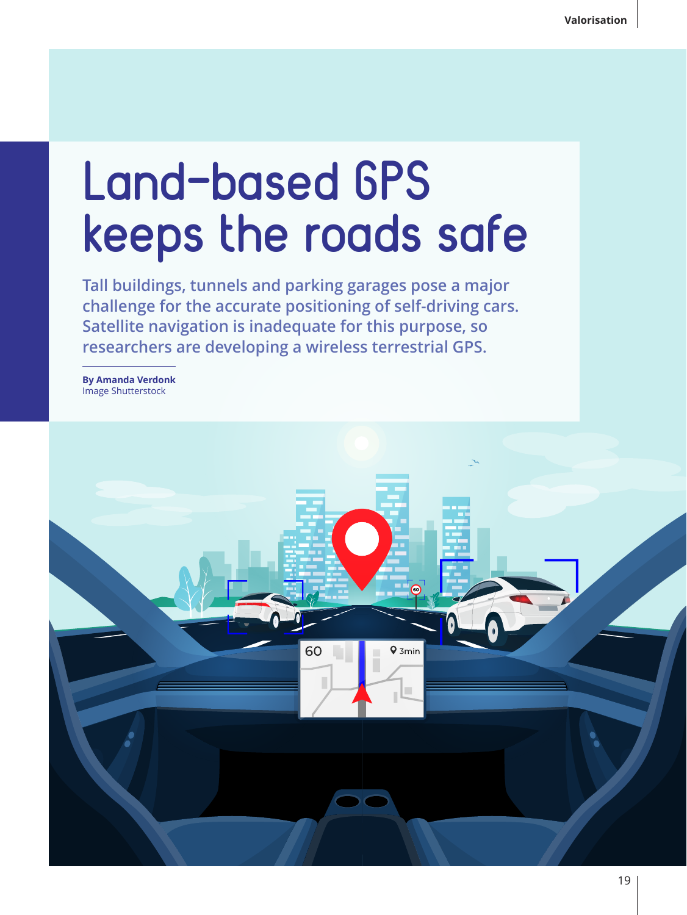# Land-based GPS keeps the roads safe

**Tall buildings, tunnels and parking garages pose a major challenge for the accurate positioning of self-driving cars. Satellite navigation is inadequate for this purpose, so researchers are developing a wireless terrestrial GPS.**

**By Amanda Verdonk**
Image Shutterstock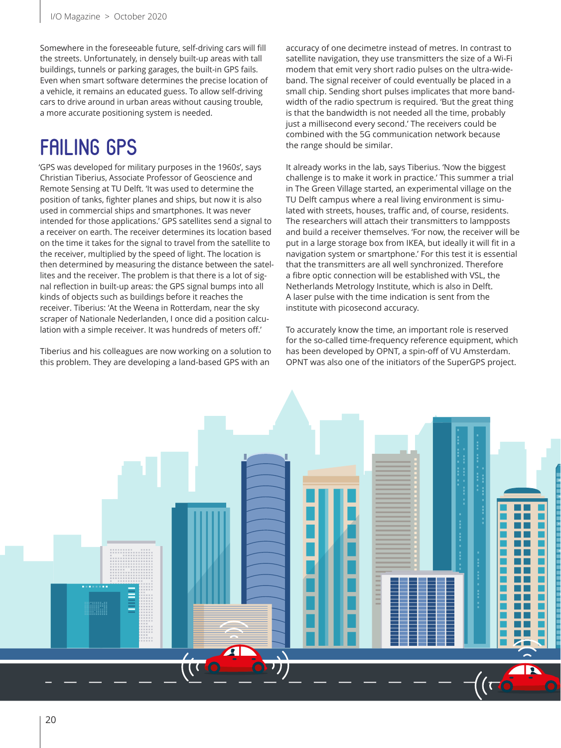Somewhere in the foreseeable future, self-driving cars will fill the streets. Unfortunately, in densely built-up areas with tall buildings, tunnels or parking garages, the built-in GPS fails. Even when smart software determines the precise location of a vehicle, it remains an educated guess. To allow self-driving cars to drive around in urban areas without causing trouble, a more accurate positioning system is needed.

## FAILING GPS

'GPS was developed for military purposes in the 1960s', says Christian Tiberius, Associate Professor of Geoscience and Remote Sensing at TU Delft. 'It was used to determine the position of tanks, fighter planes and ships, but now it is also used in commercial ships and smartphones. It was never intended for those applications.' GPS satellites send a signal to a receiver on earth. The receiver determines its location based on the time it takes for the signal to travel from the satellite to the receiver, multiplied by the speed of light. The location is then determined by measuring the distance between the satellites and the receiver. The problem is that there is a lot of signal reflection in built-up areas: the GPS signal bumps into all kinds of objects such as buildings before it reaches the receiver. Tiberius: 'At the Weena in Rotterdam, near the sky scraper of Nationale Nederlanden, I once did a position calculation with a simple receiver. It was hundreds of meters off.'

Tiberius and his colleagues are now working on a solution to this problem. They are developing a land-based GPS with an accuracy of one decimetre instead of metres. In contrast to satellite navigation, they use transmitters the size of a Wi-Fi modem that emit very short radio pulses on the ultra-wide-band. The signal receiver of could eventually be placed in a small chip. Sending short pulses implicates that more bandwidth of the radio spectrum is required. 'But the great thing is that the bandwidth is not needed all the time, probably just a millisecond every second.' The receivers could be combined with the 5G communication network because the range should be similar.

It already works in the lab, says Tiberius. 'Now the biggest challenge is to make it work in practice.' This summer a trial in The Green Village started, an experimental village on the TU Delft campus where a real living environment is simulated with streets, houses, traffic and, of course, residents. The researchers will attach their transmitters to lampposts and build a receiver themselves. 'For now, the receiver will be put in a large storage box from IKEA, but ideally it will fit in a navigation system or smartphone.' For this test it is essential that the transmitters are all well synchronized. Therefore a fibre optic connection will be established with VSL, the Netherlands Metrology Institute, which is also in Delft. A laser pulse with the time indication is sent from the institute with picosecond accuracy.

To accurately know the time, an important role is reserved for the so-called time-frequency reference equipment, which has been developed by OPNT, a spin-off of VU Amsterdam. OPNT was also one of the initiators of the SuperGPS project.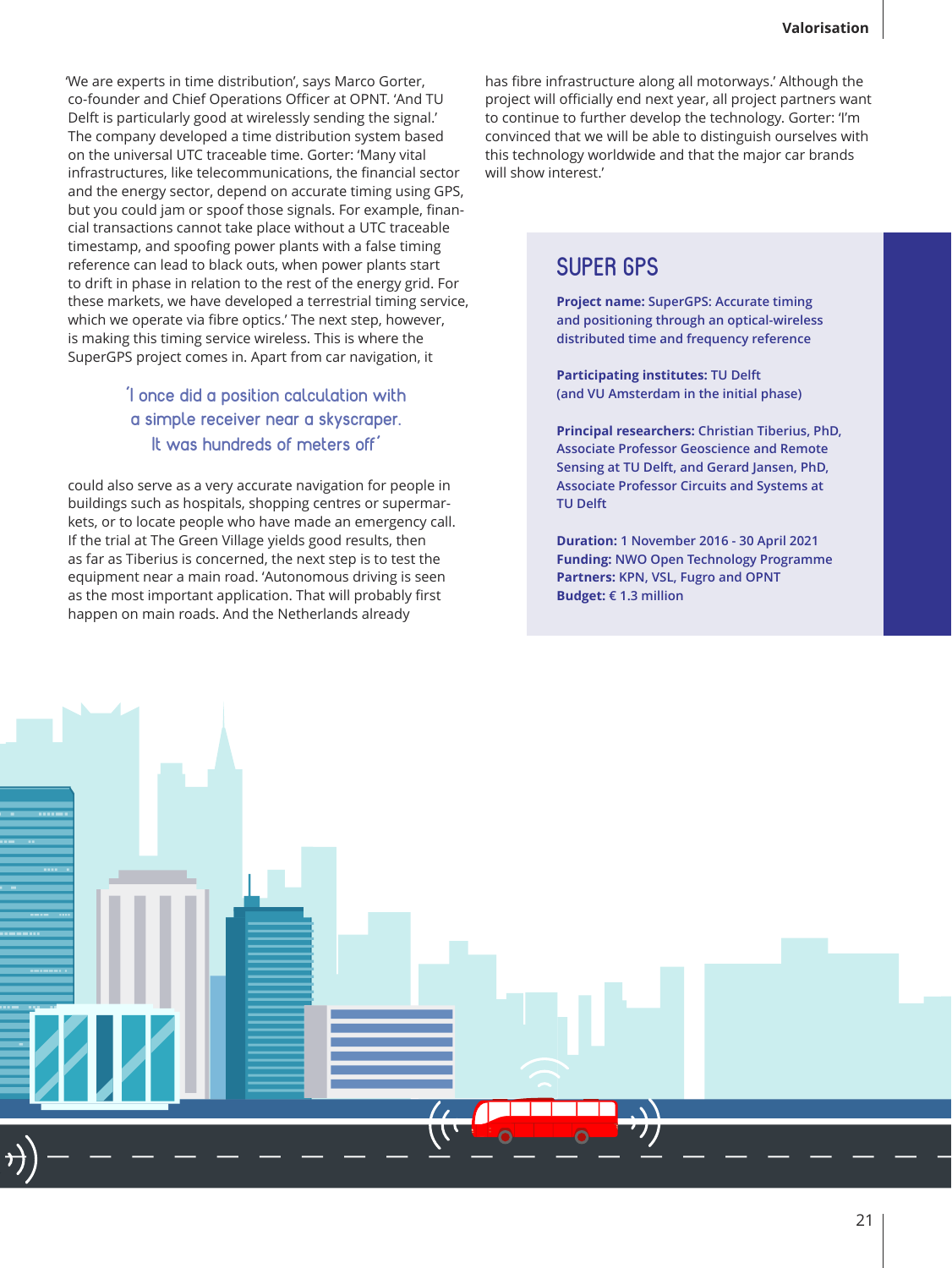'We are experts in time distribution', says Marco Gorter, co-founder and Chief Operations Officer at OPNT. 'And TU Delft is particularly good at wirelessly sending the signal.' The company developed a time distribution system based on the universal UTC traceable time. Gorter: 'Many vital infrastructures, like telecommunications, the financial sector and the energy sector, depend on accurate timing using GPS, but you could jam or spoof those signals. For example, financial transactions cannot take place without a UTC traceable timestamp, and spoofing power plants with a false timing reference can lead to black outs, when power plants start to drift in phase in relation to the rest of the energy grid. For these markets, we have developed a terrestrial timing service, which we operate via fibre optics.' The next step, however, is making this timing service wireless. This is where the SuperGPS project comes in. Apart from car navigation, it

> 'I once did a position calculation with a simple receiver near a skyscraper. It was hundreds of meters off'

could also serve as a very accurate navigation for people in buildings such as hospitals, shopping centres or supermarkets, or to locate people who have made an emergency call. If the trial at The Green Village yields good results, then as far as Tiberius is concerned, the next step is to test the equipment near a main road. 'Autonomous driving is seen as the most important application. That will probably first happen on main roads. And the Netherlands already has fibre infrastructure along all motorways.' Although the project will officially end next year, all project partners want to continue to further develop the technology. Gorter: 'I'm convinced that we will be able to distinguish ourselves with this technology worldwide and that the major car brands will show interest.'

## SUPER GPS

**Project name:** SuperGPS: Accurate timing and positioning through an optical-wireless distributed time and frequency reference

**Participating institutes:** TU Delft (and VU Amsterdam in the initial phase)

**Principal researchers:** Christian Tiberius, PhD, Associate Professor Geoscience and Remote Sensing at TU Delft, and Gerard Jansen, PhD, Associate Professor Circuits and Systems at TU Delft

**Duration:** 1 November 2016 - 30 April 2021
**Funding:** NWO Open Technology Programme
**Partners:** KPN, VSL, Fugro and OPNT
**Budget:** € 1.3 million